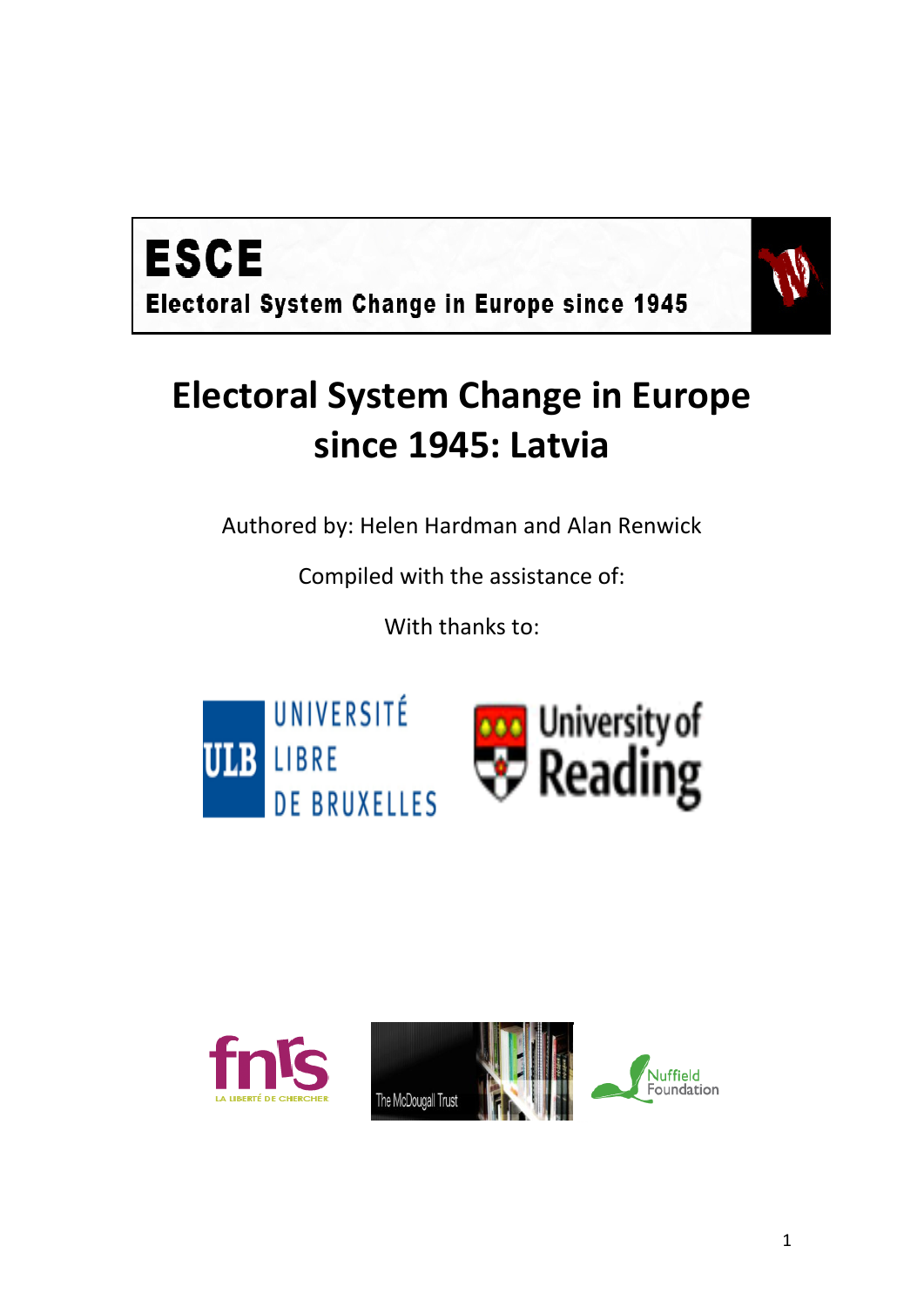**ESCE**

**Electoral System Change in Europe since 1945**

# Electoral System Change in Europe since 1945: Latvia

Authored by: Helen Hardman and Alan Renwick

Compiled with the assistance of:

With thanks to: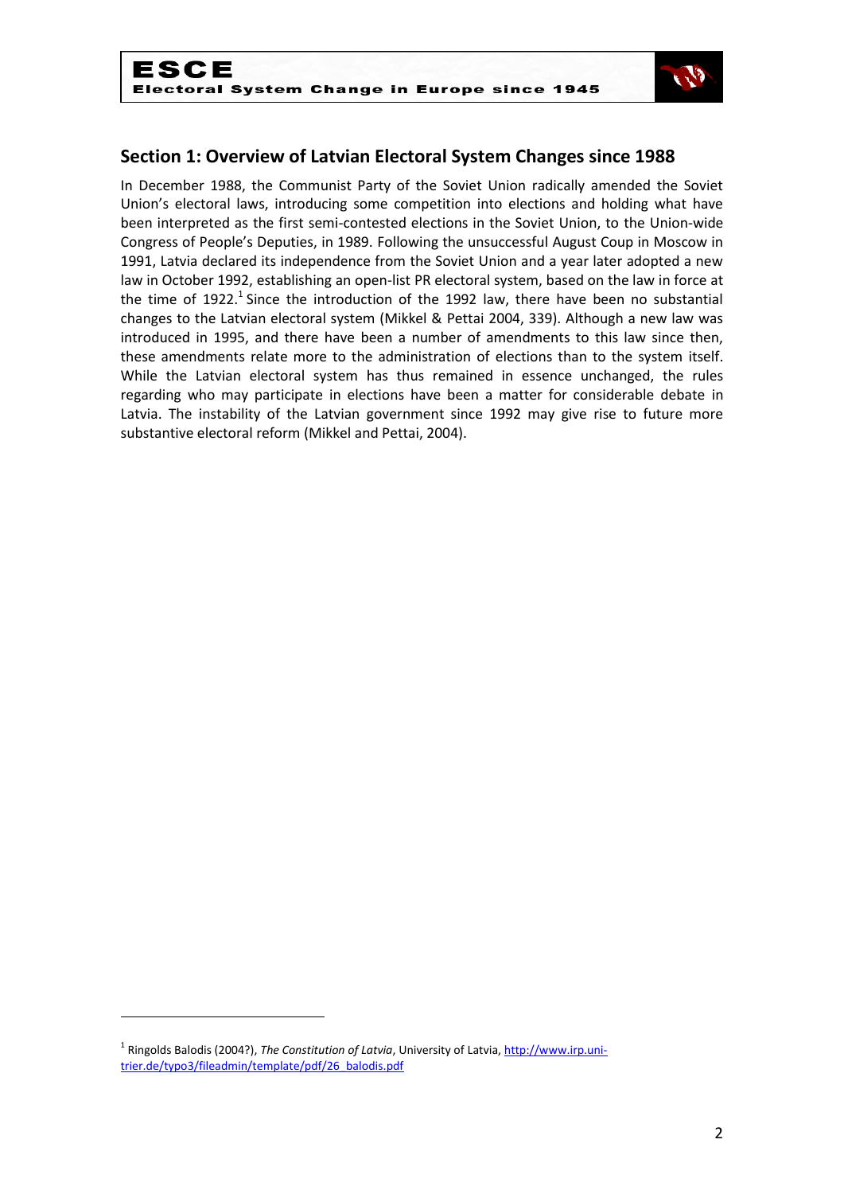## Section 1: Overview of Latvian Electoral System Changes since 1988

In December 1988, the Communist Party of the Soviet Union radically amended the Soviet Union's electoral laws, introducing some competition into elections and holding what have been interpreted as the first semi-contested elections in the Soviet Union, to the Union-wide Congress of People's Deputies, in 1989. Following the unsuccessful August Coup in Moscow in 1991, Latvia declared its independence from the Soviet Union and a year later adopted a new law in October 1992, establishing an open-list PR electoral system, based on the law in force at the time of 1922.[1] Since the introduction of the 1992 law, there have been no substantial changes to the Latvian electoral system (Mikkel & Pettai 2004, 339). Although a new law was introduced in 1995, and there have been a number of amendments to this law since then, these amendments relate more to the administration of elections than to the system itself. While the Latvian electoral system has thus remained in essence unchanged, the rules regarding who may participate in elections have been a matter for considerable debate in Latvia. The instability of the Latvian government since 1992 may give rise to future more substantive electoral reform (Mikkel and Pettai, 2004).

---

[1] Ringolds Balodis (2004?), *The Constitution of Latvia*, University of Latvia, http://www.irp.uni-trier.de/typo3/fileadmin/template/pdf/26_balodis.pdf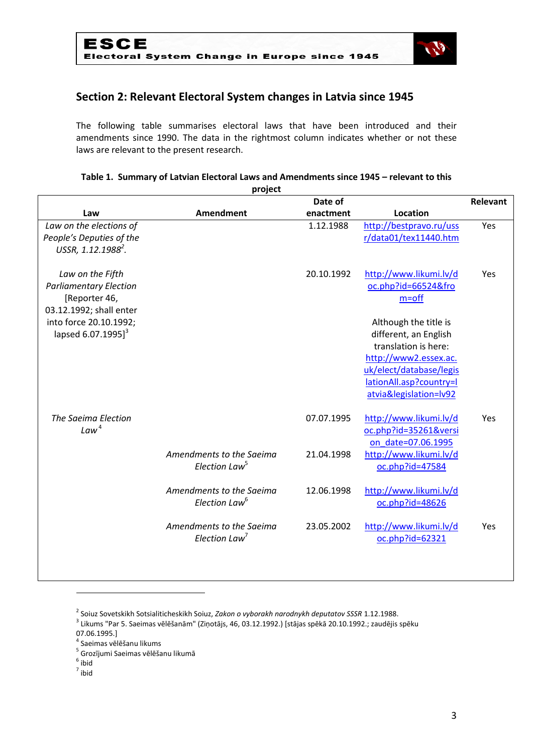## Section 2: Relevant Electoral System changes in Latvia since 1945

The following table summarises electoral laws that have been introduced and their amendments since 1990. The data in the rightmost column indicates whether or not these laws are relevant to the present research.

**Table 1. Summary of Latvian Electoral Laws and Amendments since 1945 – relevant to this project**

| Law | Amendment | Date of enactment | Location | Relevant |
|---|---|---|---|---|
| *Law on the elections of People's Deputies of the USSR, 1.12.1988*[2]. | | 1.12.1988 | http://bestpravo.ru/ussr/data01/tex11440.htm | Yes |
| *Law on the Fifth Parliamentary Election* [Reporter 46, 03.12.1992; shall enter into force 20.10.1992; lapsed 6.07.1995][3] | | 20.10.1992 | http://www.likumi.lv/doc.php?id=66524&from=off<br><br>Although the title is different, an English translation is here: http://www2.essex.ac.uk/elect/database/legislationAll.asp?country=latvia&legislation=lv92 | Yes |
| *The Saeima Election Law*[4] | | 07.07.1995 | http://www.likumi.lv/doc.php?id=35261&version_date=07.06.1995 | Yes |
| | *Amendments to the Saeima Election Law*[5] | 21.04.1998 | http://www.likumi.lv/doc.php?id=47584 | |
| | *Amendments to the Saeima Election Law*[6] | 12.06.1998 | http://www.likumi.lv/doc.php?id=48626 | |
| | *Amendments to the Saeima Election Law*[7] | 23.05.2002 | http://www.likumi.lv/doc.php?id=62321 | Yes |

---

[2] Soiuz Sovetskikh Sotsialiticheskikh Soiuz, *Zakon o vyborakh narodnykh deputatov SSSR* 1.12.1988.

[3] Likums "Par 5. Saeimas vēlēšanām" (Ziņotājs, 46, 03.12.1992.) [stājas spēkā 20.10.1992.; zaudējis spēku 07.06.1995.]

[4] Saeimas vēlēšanu likums

[5] Grozījumi Saeimas vēlēšanu likumā

[6] ibid

[7] ibid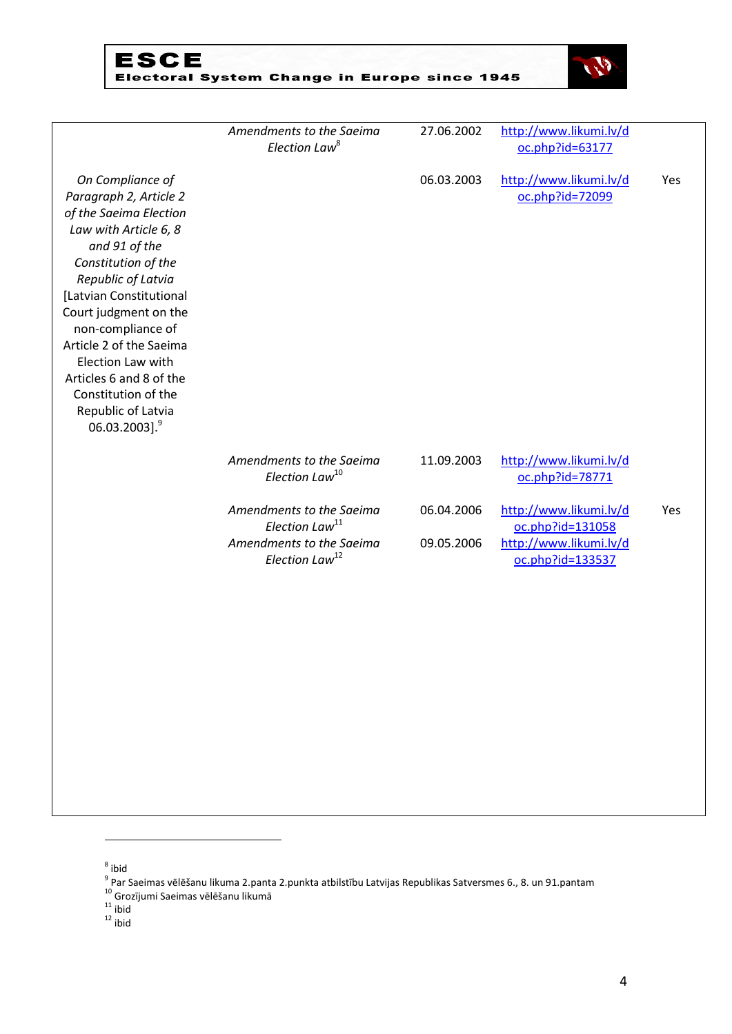| | | | | |
|---|---|---|---|---|
| | *Amendments to the Saeima Election Law*[8] | 27.06.2002 | http://www.likumi.lv/doc.php?id=63177 | |
| *On Compliance of Paragraph 2, Article 2 of the Saeima Election Law with Article 6, 8 and 91 of the Constitution of the Republic of Latvia* [Latvian Constitutional Court judgment on the non-compliance of Article 2 of the Saeima Election Law with Articles 6 and 8 of the Constitution of the Republic of Latvia 06.03.2003].[9] | | 06.03.2003 | http://www.likumi.lv/doc.php?id=72099 | Yes |
| | *Amendments to the Saeima Election Law*[10] | 11.09.2003 | http://www.likumi.lv/doc.php?id=78771 | |
| | *Amendments to the Saeima Election Law*[11] | 06.04.2006 | http://www.likumi.lv/doc.php?id=131058 | Yes |
| | *Amendments to the Saeima Election Law*[12] | 09.05.2006 | http://www.likumi.lv/doc.php?id=133537 | |

[8] ibid
[9] Par Saeimas vēlēšanu likuma 2.panta 2.punkta atbilstību Latvijas Republikas Satversmes 6., 8. un 91.pantam
[10] Grozījumi Saeimas vēlēšanu likumā
[11] ibid
[12] ibid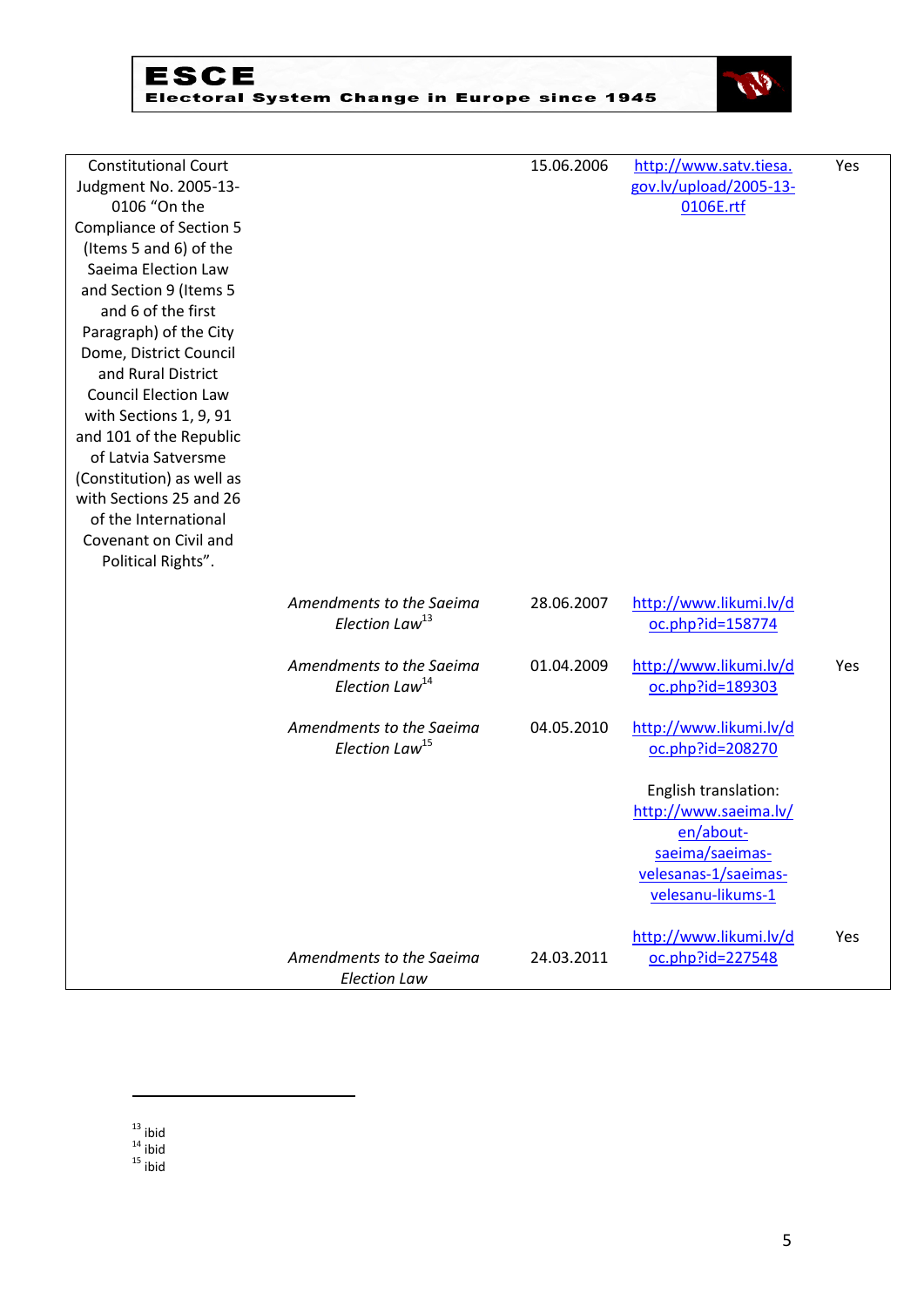| | | | | |
|---|---|---|---|---|
| Constitutional Court Judgment No. 2005-13-0106 "On the Compliance of Section 5 (Items 5 and 6) of the Saeima Election Law and Section 9 (Items 5 and 6 of the first Paragraph) of the City Dome, District Council and Rural District Council Election Law with Sections 1, 9, 91 and 101 of the Republic of Latvia Satversme (Constitution) as well as with Sections 25 and 26 of the International Covenant on Civil and Political Rights". | | 15.06.2006 | http://www.satv.tiesa.gov.lv/upload/2005-13-0106E.rtf | Yes |
| | *Amendments to the Saeima Election Law*[13] | 28.06.2007 | http://www.likumi.lv/doc.php?id=158774 | |
| | *Amendments to the Saeima Election Law*[14] | 01.04.2009 | http://www.likumi.lv/doc.php?id=189303 | Yes |
| | *Amendments to the Saeima Election Law*[15] | 04.05.2010 | http://www.likumi.lv/doc.php?id=208270<br><br>English translation: http://www.saeima.lv/en/about-saeima/saeimas-velesanas-1/saeimas-velesanu-likums-1 | |
| | *Amendments to the Saeima Election Law* | 24.03.2011 | http://www.likumi.lv/doc.php?id=227548 | Yes |

[13] ibid
[14] ibid
[15] ibid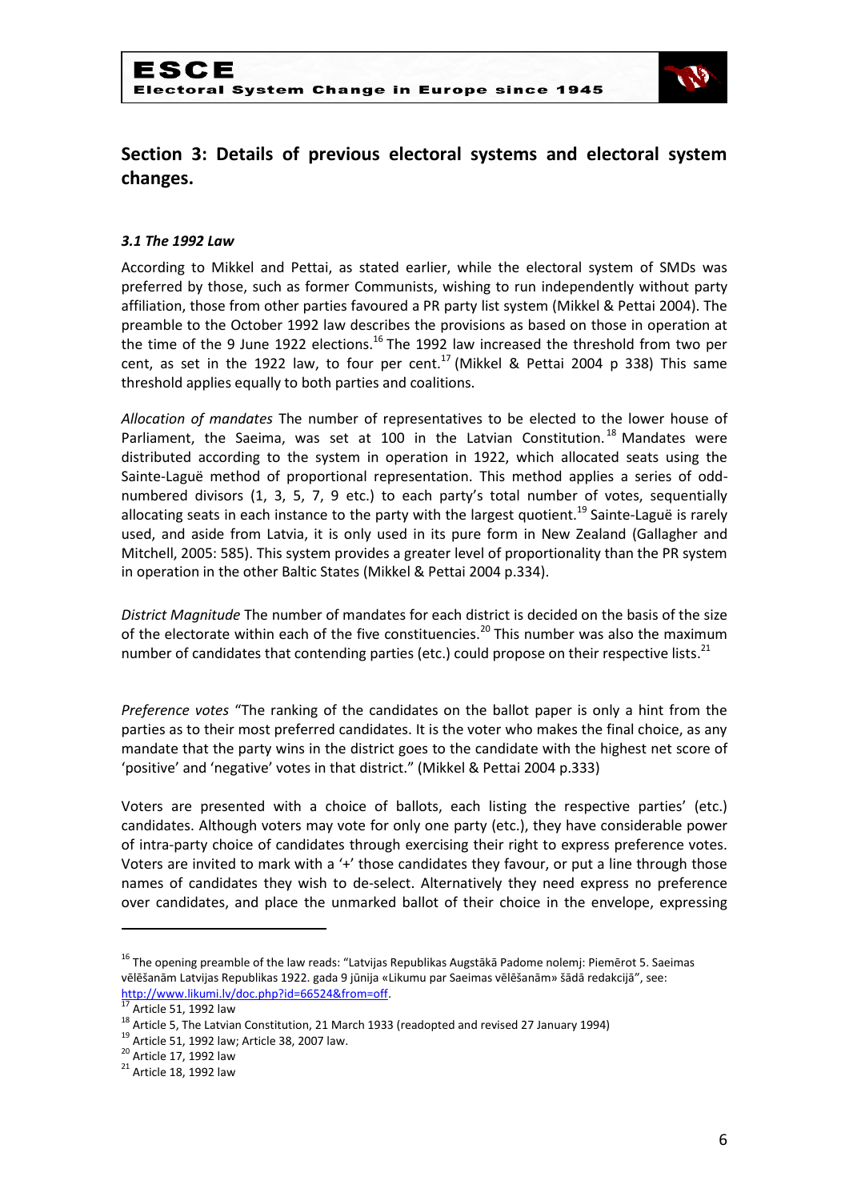## Section 3: Details of previous electoral systems and electoral system changes.

### *3.1 The 1992 Law*

According to Mikkel and Pettai, as stated earlier, while the electoral system of SMDs was preferred by those, such as former Communists, wishing to run independently without party affiliation, those from other parties favoured a PR party list system (Mikkel & Pettai 2004). The preamble to the October 1992 law describes the provisions as based on those in operation at the time of the 9 June 1922 elections.[16] The 1992 law increased the threshold from two per cent, as set in the 1922 law, to four per cent.[17] (Mikkel & Pettai 2004 p 338) This same threshold applies equally to both parties and coalitions.

*Allocation of mandates* The number of representatives to be elected to the lower house of Parliament, the Saeima, was set at 100 in the Latvian Constitution.[18] Mandates were distributed according to the system in operation in 1922, which allocated seats using the Sainte-Laguë method of proportional representation. This method applies a series of odd-numbered divisors (1, 3, 5, 7, 9 etc.) to each party's total number of votes, sequentially allocating seats in each instance to the party with the largest quotient.[19] Sainte-Laguë is rarely used, and aside from Latvia, it is only used in its pure form in New Zealand (Gallagher and Mitchell, 2005: 585). This system provides a greater level of proportionality than the PR system in operation in the other Baltic States (Mikkel & Pettai 2004 p.334).

*District Magnitude* The number of mandates for each district is decided on the basis of the size of the electorate within each of the five constituencies.[20] This number was also the maximum number of candidates that contending parties (etc.) could propose on their respective lists.[21]

*Preference votes* "The ranking of the candidates on the ballot paper is only a hint from the parties as to their most preferred candidates. It is the voter who makes the final choice, as any mandate that the party wins in the district goes to the candidate with the highest net score of 'positive' and 'negative' votes in that district." (Mikkel & Pettai 2004 p.333)

Voters are presented with a choice of ballots, each listing the respective parties' (etc.) candidates. Although voters may vote for only one party (etc.), they have considerable power of intra-party choice of candidates through exercising their right to express preference votes. Voters are invited to mark with a '+' those candidates they favour, or put a line through those names of candidates they wish to de-select. Alternatively they need express no preference over candidates, and place the unmarked ballot of their choice in the envelope, expressing

---

[16] The opening preamble of the law reads: "Latvijas Republikas Augstākā Padome nolemj: Piemērot 5. Saeimas vēlēšanām Latvijas Republikas 1922. gada 9 jūnija «Likumu par Saeimas vēlēšanām» šādā redakcijā", see: http://www.likumi.lv/doc.php?id=66524&from=off.

[17] Article 51, 1992 law

[18] Article 5, The Latvian Constitution, 21 March 1933 (readopted and revised 27 January 1994)

[19] Article 51, 1992 law; Article 38, 2007 law.

[20] Article 17, 1992 law

[21] Article 18, 1992 law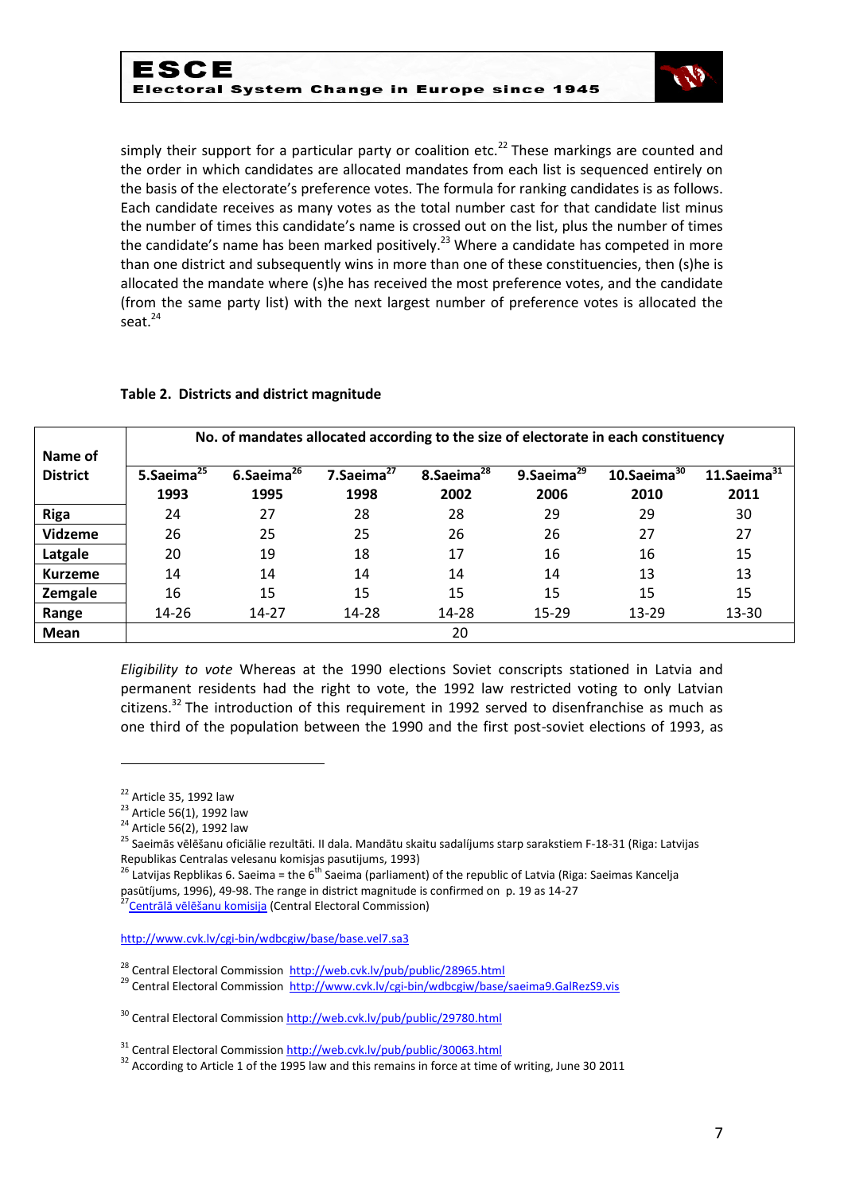simply their support for a particular party or coalition etc.[22] These markings are counted and the order in which candidates are allocated mandates from each list is sequenced entirely on the basis of the electorate's preference votes. The formula for ranking candidates is as follows. Each candidate receives as many votes as the total number cast for that candidate list minus the number of times this candidate's name is crossed out on the list, plus the number of times the candidate's name has been marked positively.[23] Where a candidate has competed in more than one district and subsequently wins in more than one of these constituencies, then (s)he is allocated the mandate where (s)he has received the most preference votes, and the candidate (from the same party list) with the next largest number of preference votes is allocated the seat.[24]

**Table 2. Districts and district magnitude**

| Name of District | No. of mandates allocated according to the size of electorate in each constituency | | | | | | |
|---|---|---|---|---|---|---|---|
| | 5.Saeima[25] 1993 | 6.Saeima[26] 1995 | 7.Saeima[27] 1998 | 8.Saeima[28] 2002 | 9.Saeima[29] 2006 | 10.Saeima[30] 2010 | 11.Saeima[31] 2011 |
| **Riga** | 24 | 27 | 28 | 28 | 29 | 29 | 30 |
| **Vidzeme** | 26 | 25 | 25 | 26 | 26 | 27 | 27 |
| **Latgale** | 20 | 19 | 18 | 17 | 16 | 16 | 15 |
| **Kurzeme** | 14 | 14 | 14 | 14 | 14 | 13 | 13 |
| **Zemgale** | 16 | 15 | 15 | 15 | 15 | 15 | 15 |
| **Range** | 14-26 | 14-27 | 14-28 | 14-28 | 15-29 | 13-29 | 13-30 |
| **Mean** | | | | 20 | | | |

*Eligibility to vote* Whereas at the 1990 elections Soviet conscripts stationed in Latvia and permanent residents had the right to vote, the 1992 law restricted voting to only Latvian citizens.[32] The introduction of this requirement in 1992 served to disenfranchise as much as one third of the population between the 1990 and the first post-soviet elections of 1993, as

---

[22] Article 35, 1992 law

[23] Article 56(1), 1992 law

[24] Article 56(2), 1992 law

[25] Saeimās vēlēšanu oficiālie rezultāti. II dala. Mandātu skaitu sadalījums starp sarakstiem F-18-31 (Riga: Latvijas Republikas Centralas velesanu komisjas pasutijums, 1993)

[26] Latvijas Repblikas 6. Saeima = the 6th Saeima (parliament) of the republic of Latvia (Riga: Saeimas Kancelja pasūtījums, 1996), 49-98. The range in district magnitude is confirmed on p. 19 as 14-27

[27] Centrālā vēlēšanu komisija (Central Electoral Commission)

http://www.cvk.lv/cgi-bin/wdbcgiw/base/base.vel7.sa3

[28] Central Electoral Commission http://web.cvk.lv/pub/public/28965.html

[29] Central Electoral Commission http://www.cvk.lv/cgi-bin/wdbcgiw/base/saeima9.GalRezS9.vis

[30] Central Electoral Commission http://web.cvk.lv/pub/public/29780.html

[31] Central Electoral Commission http://web.cvk.lv/pub/public/30063.html

[32] According to Article 1 of the 1995 law and this remains in force at time of writing, June 30 2011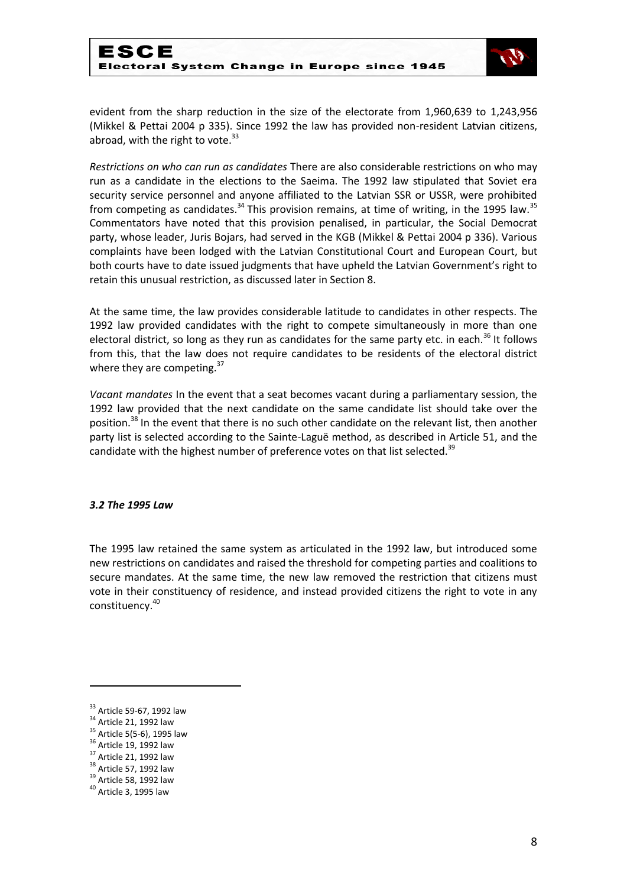evident from the sharp reduction in the size of the electorate from 1,960,639 to 1,243,956 (Mikkel & Pettai 2004 p 335). Since 1992 the law has provided non-resident Latvian citizens, abroad, with the right to vote.[33]

*Restrictions on who can run as candidates* There are also considerable restrictions on who may run as a candidate in the elections to the Saeima. The 1992 law stipulated that Soviet era security service personnel and anyone affiliated to the Latvian SSR or USSR, were prohibited from competing as candidates.[34] This provision remains, at time of writing, in the 1995 law.[35] Commentators have noted that this provision penalised, in particular, the Social Democrat party, whose leader, Juris Bojars, had served in the KGB (Mikkel & Pettai 2004 p 336). Various complaints have been lodged with the Latvian Constitutional Court and European Court, but both courts have to date issued judgments that have upheld the Latvian Government's right to retain this unusual restriction, as discussed later in Section 8.

At the same time, the law provides considerable latitude to candidates in other respects. The 1992 law provided candidates with the right to compete simultaneously in more than one electoral district, so long as they run as candidates for the same party etc. in each.[36] It follows from this, that the law does not require candidates to be residents of the electoral district where they are competing.[37]

*Vacant mandates* In the event that a seat becomes vacant during a parliamentary session, the 1992 law provided that the next candidate on the same candidate list should take over the position.[38] In the event that there is no such other candidate on the relevant list, then another party list is selected according to the Sainte-Laguë method, as described in Article 51, and the candidate with the highest number of preference votes on that list selected.[39]

### *3.2 The 1995 Law*

The 1995 law retained the same system as articulated in the 1992 law, but introduced some new restrictions on candidates and raised the threshold for competing parties and coalitions to secure mandates. At the same time, the new law removed the restriction that citizens must vote in their constituency of residence, and instead provided citizens the right to vote in any constituency.[40]

---

[33] Article 59-67, 1992 law
[34] Article 21, 1992 law
[35] Article 5(5-6), 1995 law
[36] Article 19, 1992 law
[37] Article 21, 1992 law
[38] Article 57, 1992 law
[39] Article 58, 1992 law
[40] Article 3, 1995 law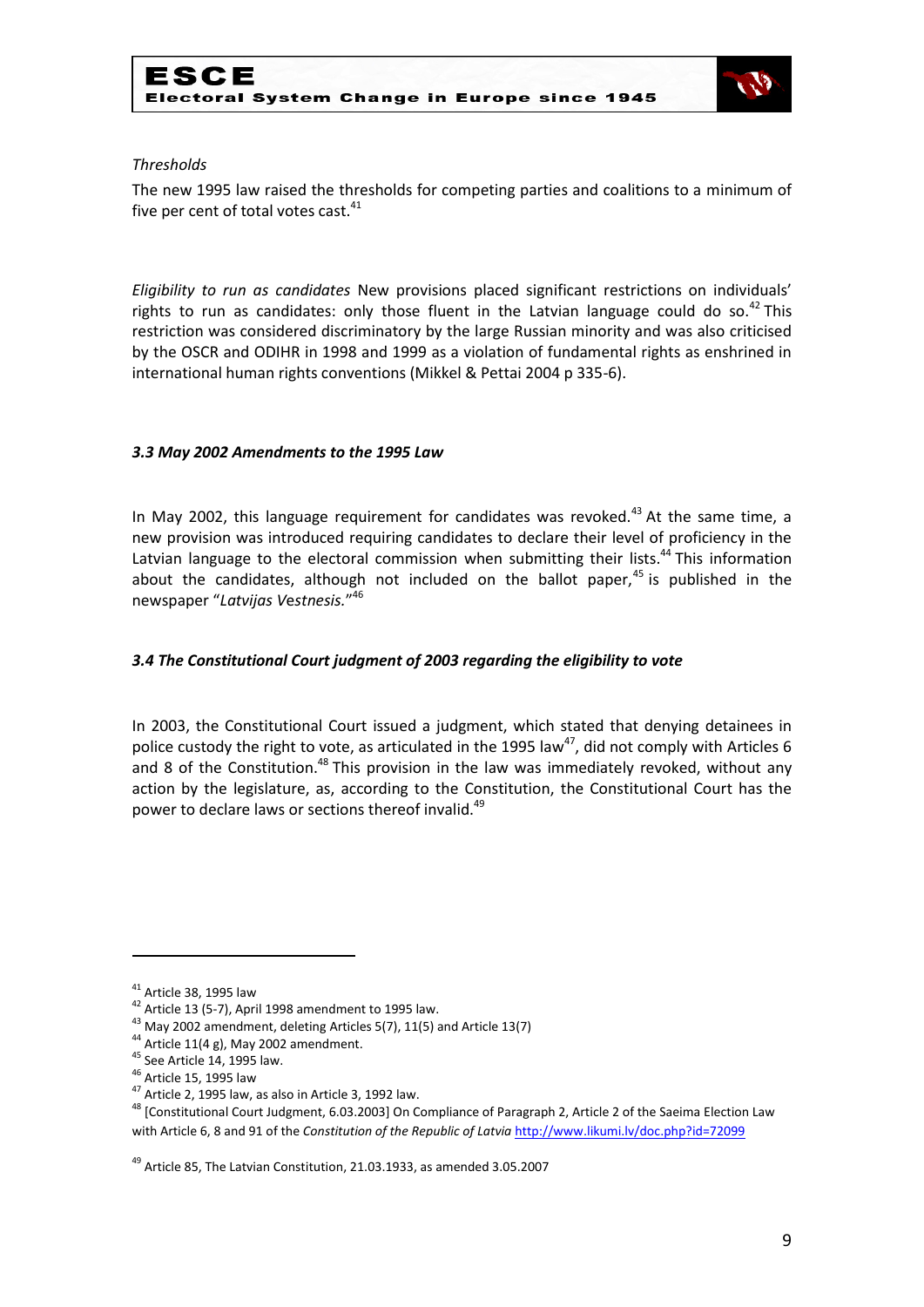*Thresholds*

The new 1995 law raised the thresholds for competing parties and coalitions to a minimum of five per cent of total votes cast.[41]

*Eligibility to run as candidates* New provisions placed significant restrictions on individuals' rights to run as candidates: only those fluent in the Latvian language could do so.[42] This restriction was considered discriminatory by the large Russian minority and was also criticised by the OSCR and ODIHR in 1998 and 1999 as a violation of fundamental rights as enshrined in international human rights conventions (Mikkel & Pettai 2004 p 335-6).

### *3.3 May 2002 Amendments to the 1995 Law*

In May 2002, this language requirement for candidates was revoked.[43] At the same time, a new provision was introduced requiring candidates to declare their level of proficiency in the Latvian language to the electoral commission when submitting their lists.[44] This information about the candidates, although not included on the ballot paper,[45] is published in the newspaper "*Latvijas Vestnesis.*"[46]

### *3.4 The Constitutional Court judgment of 2003 regarding the eligibility to vote*

In 2003, the Constitutional Court issued a judgment, which stated that denying detainees in police custody the right to vote, as articulated in the 1995 law[47], did not comply with Articles 6 and 8 of the Constitution.[48] This provision in the law was immediately revoked, without any action by the legislature, as, according to the Constitution, the Constitutional Court has the power to declare laws or sections thereof invalid.[49]

---

[41] Article 38, 1995 law

[42] Article 13 (5-7), April 1998 amendment to 1995 law.

[43] May 2002 amendment, deleting Articles 5(7), 11(5) and Article 13(7)

[44] Article 11(4 g), May 2002 amendment.

[45] See Article 14, 1995 law.

[46] Article 15, 1995 law

[47] Article 2, 1995 law, as also in Article 3, 1992 law.

[48] [Constitutional Court Judgment, 6.03.2003] On Compliance of Paragraph 2, Article 2 of the Saeima Election Law with Article 6, 8 and 91 of the *Constitution of the Republic of Latvia* http://www.likumi.lv/doc.php?id=72099

[49] Article 85, The Latvian Constitution, 21.03.1933, as amended 3.05.2007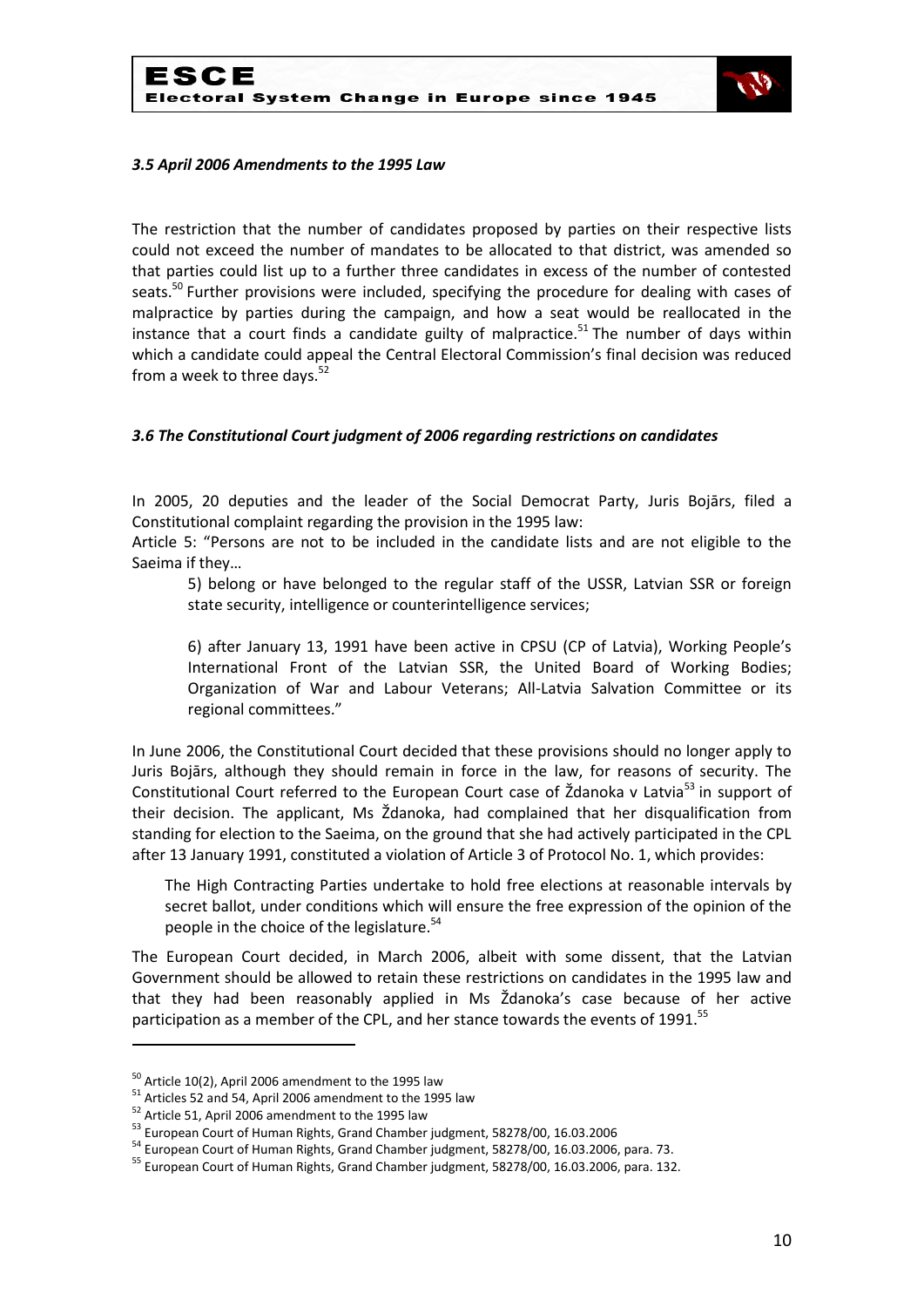### *3.5 April 2006 Amendments to the 1995 Law*

The restriction that the number of candidates proposed by parties on their respective lists could not exceed the number of mandates to be allocated to that district, was amended so that parties could list up to a further three candidates in excess of the number of contested seats.[50] Further provisions were included, specifying the procedure for dealing with cases of malpractice by parties during the campaign, and how a seat would be reallocated in the instance that a court finds a candidate guilty of malpractice.[51] The number of days within which a candidate could appeal the Central Electoral Commission's final decision was reduced from a week to three days.[52]

### *3.6 The Constitutional Court judgment of 2006 regarding restrictions on candidates*

In 2005, 20 deputies and the leader of the Social Democrat Party, Juris Bojārs, filed a Constitutional complaint regarding the provision in the 1995 law:

Article 5: "Persons are not to be included in the candidate lists and are not eligible to the Saeima if they…

> 5) belong or have belonged to the regular staff of the USSR, Latvian SSR or foreign state security, intelligence or counterintelligence services;
>
> 6) after January 13, 1991 have been active in CPSU (CP of Latvia), Working People's International Front of the Latvian SSR, the United Board of Working Bodies; Organization of War and Labour Veterans; All-Latvia Salvation Committee or its regional committees."

In June 2006, the Constitutional Court decided that these provisions should no longer apply to Juris Bojārs, although they should remain in force in the law, for reasons of security. The Constitutional Court referred to the European Court case of Ždanoka v Latvia[53] in support of their decision. The applicant, Ms Ždanoka, had complained that her disqualification from standing for election to the Saeima, on the ground that she had actively participated in the CPL after 13 January 1991, constituted a violation of Article 3 of Protocol No. 1, which provides:

> The High Contracting Parties undertake to hold free elections at reasonable intervals by secret ballot, under conditions which will ensure the free expression of the opinion of the people in the choice of the legislature.[54]

The European Court decided, in March 2006, albeit with some dissent, that the Latvian Government should be allowed to retain these restrictions on candidates in the 1995 law and that they had been reasonably applied in Ms Ždanoka's case because of her active participation as a member of the CPL, and her stance towards the events of 1991.[55]

---

[50] Article 10(2), April 2006 amendment to the 1995 law

[51] Articles 52 and 54, April 2006 amendment to the 1995 law

[52] Article 51, April 2006 amendment to the 1995 law

[53] European Court of Human Rights, Grand Chamber judgment, 58278/00, 16.03.2006

[54] European Court of Human Rights, Grand Chamber judgment, 58278/00, 16.03.2006, para. 73.

[55] European Court of Human Rights, Grand Chamber judgment, 58278/00, 16.03.2006, para. 132.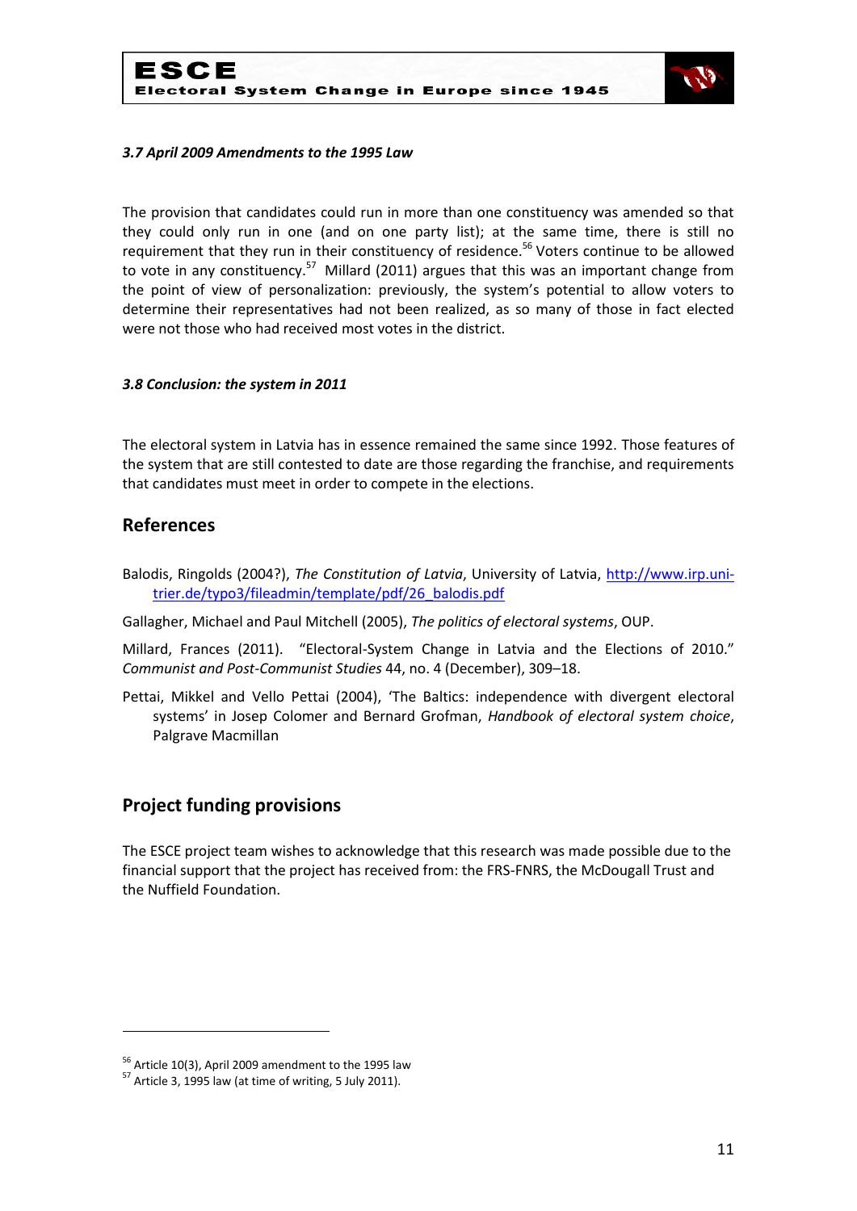### *3.7 April 2009 Amendments to the 1995 Law*

The provision that candidates could run in more than one constituency was amended so that they could only run in one (and on one party list); at the same time, there is still no requirement that they run in their constituency of residence.[56] Voters continue to be allowed to vote in any constituency.[57] Millard (2011) argues that this was an important change from the point of view of personalization: previously, the system's potential to allow voters to determine their representatives had not been realized, as so many of those in fact elected were not those who had received most votes in the district.

### *3.8 Conclusion: the system in 2011*

The electoral system in Latvia has in essence remained the same since 1992. Those features of the system that are still contested to date are those regarding the franchise, and requirements that candidates must meet in order to compete in the elections.

## References

Balodis, Ringolds (2004?), *The Constitution of Latvia*, University of Latvia, http://www.irp.uni-trier.de/typo3/fileadmin/template/pdf/26_balodis.pdf

Gallagher, Michael and Paul Mitchell (2005), *The politics of electoral systems*, OUP.

Millard, Frances (2011). "Electoral-System Change in Latvia and the Elections of 2010." *Communist and Post-Communist Studies* 44, no. 4 (December), 309–18.

Pettai, Mikkel and Vello Pettai (2004), 'The Baltics: independence with divergent electoral systems' in Josep Colomer and Bernard Grofman, *Handbook of electoral system choice*, Palgrave Macmillan

## Project funding provisions

The ESCE project team wishes to acknowledge that this research was made possible due to the financial support that the project has received from: the FRS-FNRS, the McDougall Trust and the Nuffield Foundation.

---

[56] Article 10(3), April 2009 amendment to the 1995 law

[57] Article 3, 1995 law (at time of writing, 5 July 2011).